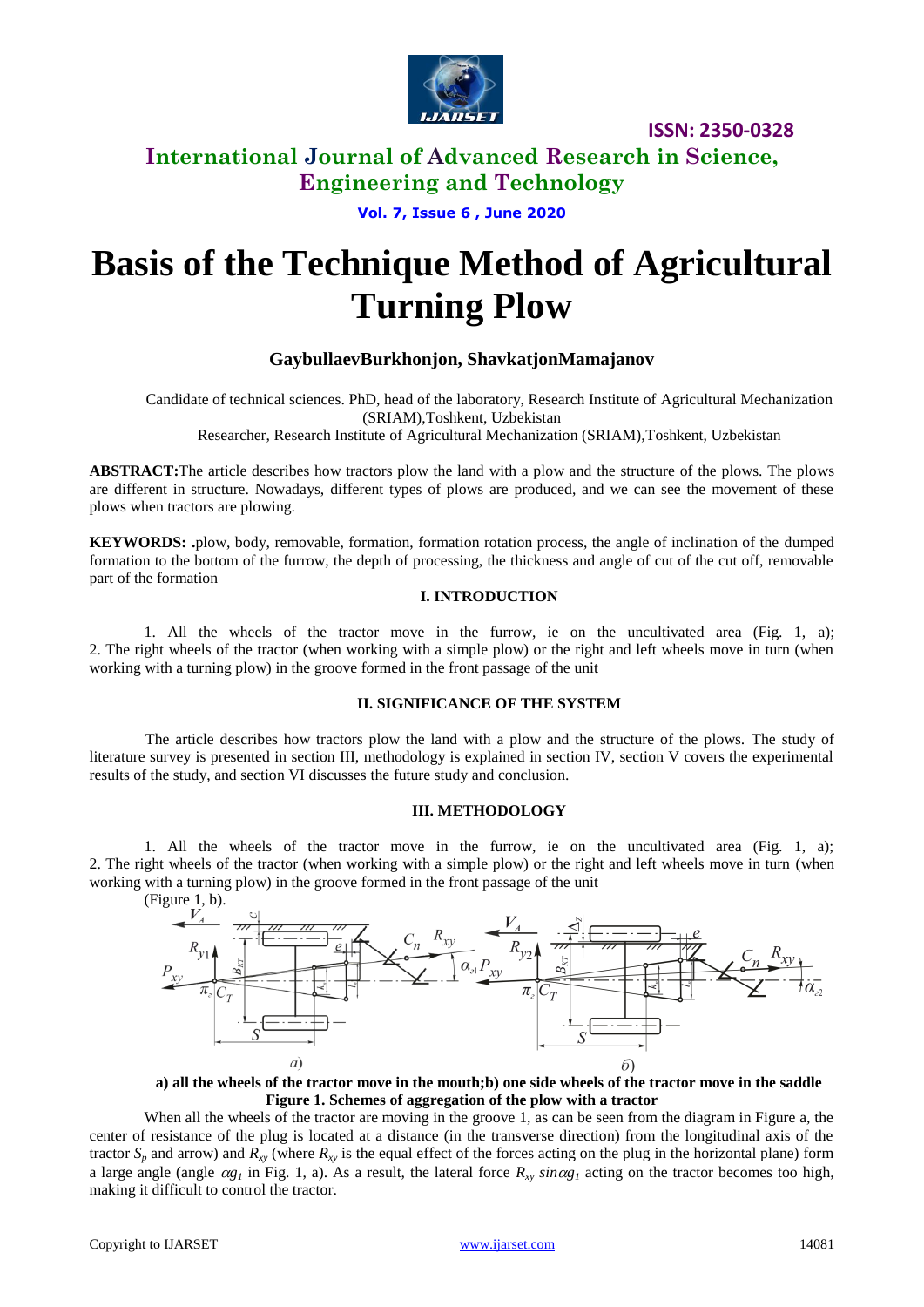# Basis of the Technique Method of Agricultural Turning Plow

**GaybullaevBurkhonjon, ShavkatjonMamajanov**

Candidate of technical sciences. PhD, head of the laboratory, Research Institute of Agricultural Mechanization (SRIAM),Toshkent, Uzbekistan

Researcher, Research Institute of Agricultural Mechanization (SRIAM),Toshkent, Uzbekistan

**ABSTRACT:**The article describes how tractors plow the land with a plow and the structure of the plows. The plows are different in structure. Nowadays, different types of plows are produced, and we can see the movement of these plows when tractors are plowing.

**KEYWORDS: .**plow, body, removable, formation, formation rotation process, the angle of inclination of the dumped formation to the bottom of the furrow, the depth of processing, the thickness and angle of cut of the cut off, removable part of the formation

## I. INTRODUCTION

1. All the wheels of the tractor move in the furrow, ie on the uncultivated area (Fig. 1, a); 2. The right wheels of the tractor (when working with a simple plow) or the right and left wheels move in turn (when working with a turning plow) in the groove formed in the front passage of the unit

## II. SIGNIFICANCE OF THE SYSTEM

The article describes how tractors plow the land with a plow and the structure of the plows. The study of literature survey is presented in section III, methodology is explained in section IV, section V covers the experimental results of the study, and section VI discusses the future study and conclusion.

## III. METHODOLOGY

1. All the wheels of the tractor move in the furrow, ie on the uncultivated area (Fig. 1, a); 2. The right wheels of the tractor (when working with a simple plow) or the right and left wheels move in turn (when working with a turning plow) in the groove formed in the front passage of the unit (Figure 1, b).

**a) all the wheels of the tractor move in the mouth;b) one side wheels of the tractor move in the saddle**
**Figure 1. Schemes of aggregation of the plow with a tractor**

When all the wheels of the tractor are moving in the groove 1, as can be seen from the diagram in Figure a, the center of resistance of the plug is located at a distance (in the transverse direction) from the longitudinal axis of the tractor $S_p$ and arrow) and $R_{xy}$ (where $R_{xy}$ is the equal effect of the forces acting on the plug in the horizontal plane) form a large angle (angle $\alpha g_1$ in Fig. 1, a). As a result, the lateral force $R_{xy}$ $sin\alpha g_1$ acting on the tractor becomes too high, making it difficult to control the tractor.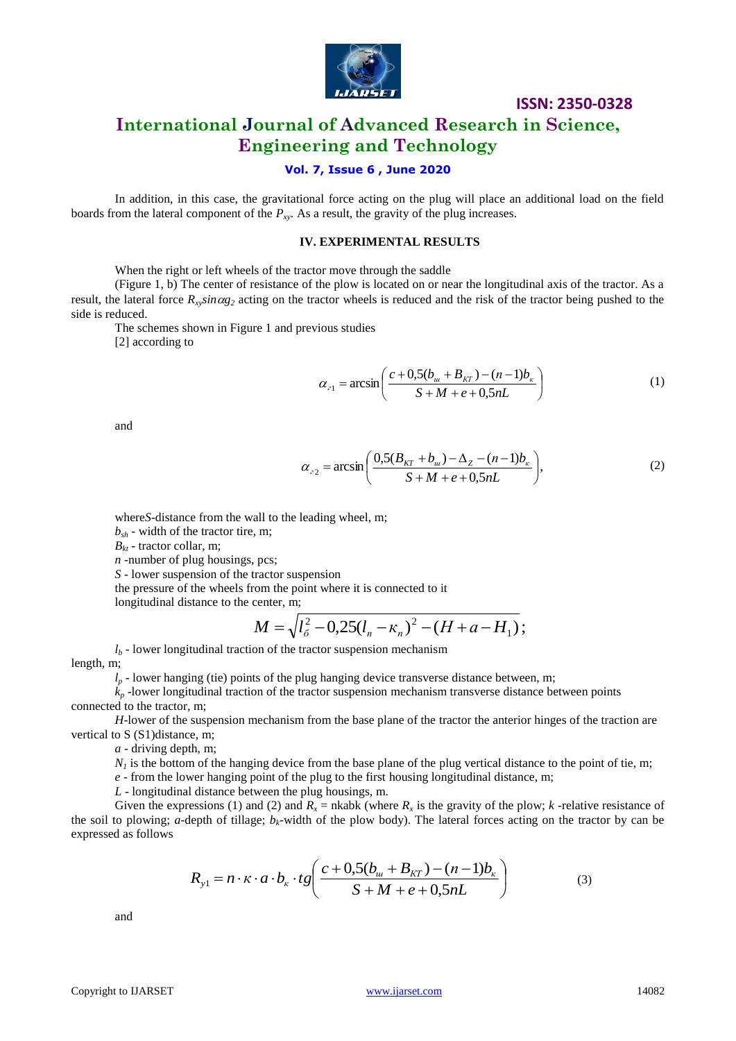In addition, in this case, the gravitational force acting on the plug will place an additional load on the field boards from the lateral component of the $P_{xy}$. As a result, the gravity of the plug increases.

### IV. EXPERIMENTAL RESULTS

When the right or left wheels of the tractor move through the saddle

(Figure 1, b) The center of resistance of the plow is located on or near the longitudinal axis of the tractor. As a result, the lateral force $R_{xy}sin\alpha g_2$ acting on the tractor wheels is reduced and the risk of the tractor being pushed to the side is reduced.

The schemes shown in Figure 1 and previous studies

[2] according to

$$\alpha_{г1} = \arcsin\left(\frac{c + 0{,}5(b_ш + B_{KT}) - (n-1)b_к}{S + M + e + 0{,}5nL}\right) \tag{1}$$

and

$$\alpha_{г2} = \arcsin\left(\frac{0{,}5(B_{KT} + b_ш) - \Delta_Z - (n-1)b_к}{S + M + e + 0{,}5nL}\right), \tag{2}$$

where$S$-distance from the wall to the leading wheel, m;

$b_{sh}$ - width of the tractor tire, m;

$B_{kt}$ - tractor collar, m;

$n$ -number of plug housings, pcs;

$S$ - lower suspension of the tractor suspension

the pressure of the wheels from the point where it is connected to it

longitudinal distance to the center, m;

$$M = \sqrt{l_б^2 - 0{,}25(l_n - \kappa_n)^2 - (H + a - H_1)};$$

$l_b$ - lower longitudinal traction of the tractor suspension mechanism length, m;

$l_p$ - lower hanging (tie) points of the plug hanging device transverse distance between, m;

$k_p$ -lower longitudinal traction of the tractor suspension mechanism transverse distance between points connected to the tractor, m;

$H$-lower of the suspension mechanism from the base plane of the tractor the anterior hinges of the traction are vertical to S (S1)distance, m;

$a$ - driving depth, m;

$N_1$ is the bottom of the hanging device from the base plane of the plug vertical distance to the point of tie, m;

$e$ - from the lower hanging point of the plug to the first housing longitudinal distance, m;

$L$ - longitudinal distance between the plug housings, m.

Given the expressions (1) and (2) and $R_x$ = nkabk (where $R_x$ is the gravity of the plow; $k$ -relative resistance of the soil to plowing; $a$-depth of tillage; $b_k$-width of the plow body). The lateral forces acting on the tractor by can be expressed as follows

$$R_{y1} = n \cdot \kappa \cdot a \cdot b_к \cdot tg\left(\frac{c + 0{,}5(b_ш + B_{KT}) - (n-1)b_к}{S + M + e + 0{,}5nL}\right) \tag{3}$$

and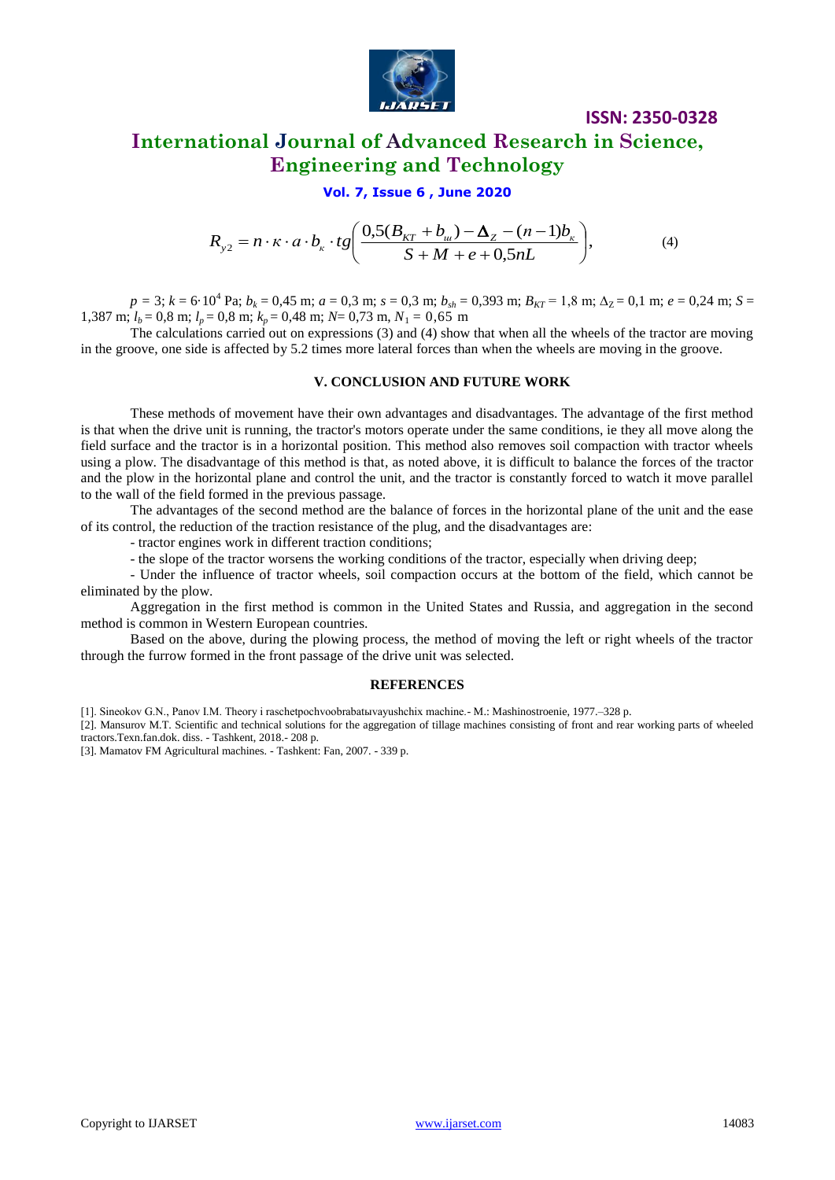$$R_{y2} = n \cdot \kappa \cdot a \cdot b_{\kappa} \cdot tg\left(\frac{0{,}5(B_{KT} + b_{ш}) - \Delta_Z - (n-1)b_{\kappa}}{S + M + e + 0{,}5nL}\right), \tag{4}$$

$p$ = 3; $k = 6 \cdot 10^4$ Pa; $b_k$ = 0,45 m; $a$ = 0,3 m; $s$ = 0,3 m; $b_{sh}$ = 0,393 m; $B_{KT}$ = 1,8 m; $\Delta_Z$ = 0,1 m; $e$ = 0,24 m; $S$ = 1,387 m; $l_b$ = 0,8 m; $l_p$ = 0,8 m; $k_p$ = 0,48 m; $N$= 0,73 m, $N_1$ = 0,65 m

The calculations carried out on expressions (3) and (4) show that when all the wheels of the tractor are moving in the groove, one side is affected by 5.2 times more lateral forces than when the wheels are moving in the groove.

## V. CONCLUSION AND FUTURE WORK

These methods of movement have their own advantages and disadvantages. The advantage of the first method is that when the drive unit is running, the tractor's motors operate under the same conditions, ie they all move along the field surface and the tractor is in a horizontal position. This method also removes soil compaction with tractor wheels using a plow. The disadvantage of this method is that, as noted above, it is difficult to balance the forces of the tractor and the plow in the horizontal plane and control the unit, and the tractor is constantly forced to watch it move parallel to the wall of the field formed in the previous passage.

The advantages of the second method are the balance of forces in the horizontal plane of the unit and the ease of its control, the reduction of the traction resistance of the plug, and the disadvantages are:

- tractor engines work in different traction conditions;

- the slope of the tractor worsens the working conditions of the tractor, especially when driving deep;

- Under the influence of tractor wheels, soil compaction occurs at the bottom of the field, which cannot be eliminated by the plow.

Aggregation in the first method is common in the United States and Russia, and aggregation in the second method is common in Western European countries.

Based on the above, during the plowing process, the method of moving the left or right wheels of the tractor through the furrow formed in the front passage of the drive unit was selected.

## REFERENCES

[1]. Sineokov G.N., Panov I.M. Theory i raschetpochvoobrabatыvayushchix machine.- M.: Mashinostroenie, 1977.–328 p.

[2]. Mansurov M.T. Scientific and technical solutions for the aggregation of tillage machines consisting of front and rear working parts of wheeled tractors.Texn.fan.dok. diss. - Tashkent, 2018.- 208 p.

[3]. Mamatov FM Agricultural machines. - Tashkent: Fan, 2007. - 339 p.